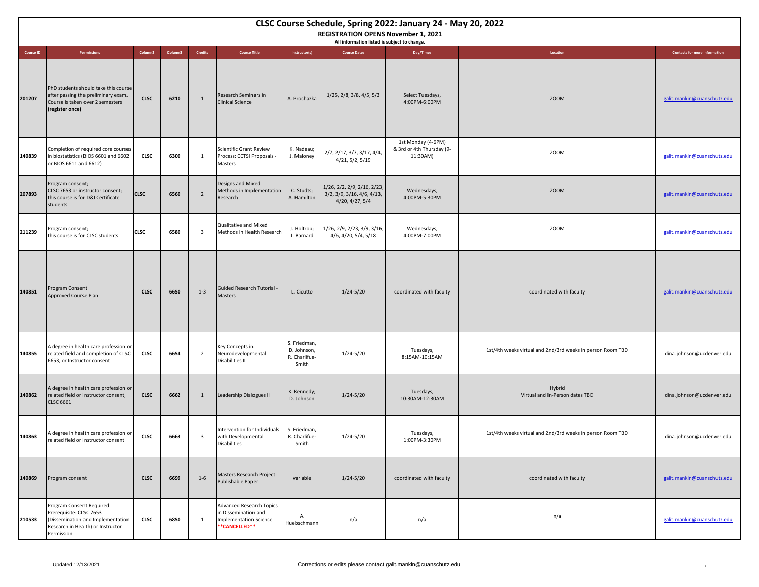# CLSC Course Schedule, Spring 2022: January 24 - May 20, 2022

**REGISTRATION OPENS November 1, 2021**

All information listed is subject to change.

| Course ID | Permissions | Column2 | Column3 | Credits | Course Title | Instructor(s) | Course Dates | Day/Times | Location | Contacts for more information |
|---|---|---|---|---|---|---|---|---|---|---|
| 201207 | PhD students should take this course after passing the preliminary exam. Course is taken over 2 semesters **(register once)** | CLSC | 6210 | 1 | Research Seminars in Clinical Science | A. Prochazka | 1/25, 2/8, 3/8, 4/5, 5/3 | Select Tuesdays, 4:00PM-6:00PM | ZOOM | galit.mankin@cuanschutz.edu |
| 140839 | Completion of required core courses in biostatistics (BIOS 6601 and 6602 or BIOS 6611 and 6612) | CLSC | 6300 | 1 | Scientific Grant Review Process: CCTSI Proposals - Masters | K. Nadeau; J. Maloney | 2/7, 2/17, 3/7, 3/17, 4/4, 4/21, 5/2, 5/19 | 1st Monday (4-6PM) & 3rd or 4th Thursday (9-11:30AM) | ZOOM | galit.mankin@cuanschutz.edu |
| 207893 | Program consent; CLSC 7653 or instructor consent; this course is for D&I Certificate students | CLSC | 6560 | 2 | Designs and Mixed Methods in Implementation Research | C. Studts; A. Hamilton | 1/26, 2/2, 2/9, 2/16, 2/23, 3/2, 3/9, 3/16, 4/6, 4/13, 4/20, 4/27, 5/4 | Wednesdays, 4:00PM-5:30PM | ZOOM | galit.mankin@cuanschutz.edu |
| 211239 | Program consent; this course is for CLSC students | CLSC | 6580 | 3 | Qualitative and Mixed Methods in Health Research | J. Holtrop; J. Barnard | 1/26, 2/9, 2/23, 3/9, 3/16, 4/6, 4/20, 5/4, 5/18 | Wednesdays, 4:00PM-7:00PM | ZOOM | galit.mankin@cuanschutz.edu |
| 140851 | Program Consent Approved Course Plan | CLSC | 6650 | 1-3 | Guided Research Tutorial - Masters | L. Cicutto | 1/24-5/20 | coordinated with faculty | coordinated with faculty | galit.mankin@cuanschutz.edu |
| 140855 | A degree in health care profession or related field and completion of CLSC 6653, or Instructor consent | CLSC | 6654 | 2 | Key Concepts in Neurodevelopmental Disabilities II | S. Friedman, D. Johnson, R. Charlifue-Smith | 1/24-5/20 | Tuesdays, 8:15AM-10:15AM | 1st/4th weeks virtual and 2nd/3rd weeks in person Room TBD | dina.johnson@ucdenver.edu |
| 140862 | A degree in health care profession or related field or Instructor consent, CLSC 6661 | CLSC | 6662 | 1 | Leadership Dialogues II | K. Kennedy; D. Johnson | 1/24-5/20 | Tuesdays, 10:30AM-12:30AM | Hybrid Virtual and In-Person dates TBD | dina.johnson@ucdenver.edu |
| 140863 | A degree in health care profession or related field or Instructor consent | CLSC | 6663 | 3 | Intervention for Individuals with Developmental Disabilities | S. Friedman, R. Charlifue-Smith | 1/24-5/20 | Tuesdays, 1:00PM-3:30PM | 1st/4th weeks virtual and 2nd/3rd weeks in person Room TBD | dina.johnson@ucdenver.edu |
| 140869 | Program consent | CLSC | 6699 | 1-6 | Masters Research Project: Publishable Paper | variable | 1/24-5/20 | coordinated with faculty | coordinated with faculty | galit.mankin@cuanschutz.edu |
| 210533 | Program Consent Required Prerequisite: CLSC 7653 (Dissemination and Implementation Research in Health) or Instructor Permission | CLSC | 6850 | 1 | Advanced Research Topics in Dissemination and Implementation Science **CANCELLED** | A. Huebschmann | n/a | n/a | n/a | galit.mankin@cuanschutz.edu |

Updated 12/13/2021

Corrections or edits please contact galit.mankin@cuanschutz.edu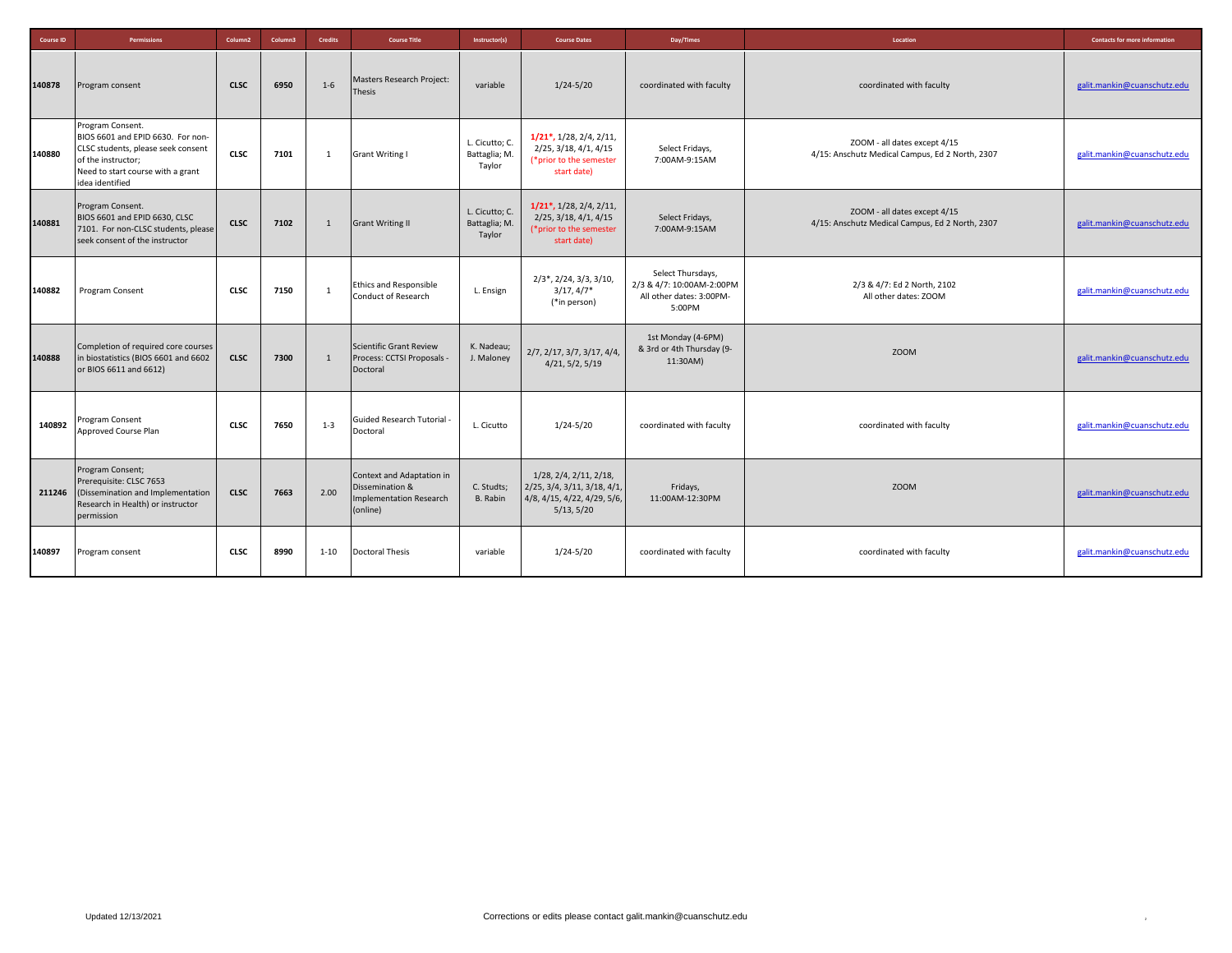| Course ID | Permissions | Column2 | Column3 | Credits | Course Title | Instructor(s) | Course Dates | Day/Times | Location | Contacts for more information |
|---|---|---|---|---|---|---|---|---|---|---|
| 140878 | Program consent | CLSC | 6950 | 1-6 | Masters Research Project: Thesis | variable | 1/24-5/20 | coordinated with faculty | coordinated with faculty | galit.mankin@cuanschutz.edu |
| 140880 | Program Consent. BIOS 6601 and EPID 6630. For non-CLSC students, please seek consent of the instructor; Need to start course with a grant idea identified | CLSC | 7101 | 1 | Grant Writing I | L. Cicutto; C. Battaglia; M. Taylor | 1/21*, 1/28, 2/4, 2/11, 2/25, 3/18, 4/1, 4/15 (*prior to the semester start date) | Select Fridays, 7:00AM-9:15AM | ZOOM - all dates except 4/15 4/15: Anschutz Medical Campus, Ed 2 North, 2307 | galit.mankin@cuanschutz.edu |
| 140881 | Program Consent. BIOS 6601 and EPID 6630, CLSC 7101. For non-CLSC students, please seek consent of the instructor | CLSC | 7102 | 1 | Grant Writing II | L. Cicutto; C. Battaglia; M. Taylor | 1/21*, 1/28, 2/4, 2/11, 2/25, 3/18, 4/1, 4/15 (*prior to the semester start date) | Select Fridays, 7:00AM-9:15AM | ZOOM - all dates except 4/15 4/15: Anschutz Medical Campus, Ed 2 North, 2307 | galit.mankin@cuanschutz.edu |
| 140882 | Program Consent | CLSC | 7150 | 1 | Ethics and Responsible Conduct of Research | L. Ensign | 2/3*, 2/24, 3/3, 3/10, 3/17, 4/7* (*in person) | Select Thursdays, 2/3 & 4/7: 10:00AM-2:00PM All other dates: 3:00PM-5:00PM | 2/3 & 4/7: Ed 2 North, 2102 All other dates: ZOOM | galit.mankin@cuanschutz.edu |
| 140888 | Completion of required core courses in biostatistics (BIOS 6601 and 6602 or BIOS 6611 and 6612) | CLSC | 7300 | 1 | Scientific Grant Review Process: CCTSI Proposals - Doctoral | K. Nadeau; J. Maloney | 2/7, 2/17, 3/7, 3/17, 4/4, 4/21, 5/2, 5/19 | 1st Monday (4-6PM) & 3rd or 4th Thursday (9-11:30AM) | ZOOM | galit.mankin@cuanschutz.edu |
| 140892 | Program Consent Approved Course Plan | CLSC | 7650 | 1-3 | Guided Research Tutorial - Doctoral | L. Cicutto | 1/24-5/20 | coordinated with faculty | coordinated with faculty | galit.mankin@cuanschutz.edu |
| 211246 | Program Consent; Prerequisite: CLSC 7653 (Dissemination and Implementation Research in Health) or instructor permission | CLSC | 7663 | 2.00 | Context and Adaptation in Dissemination & Implementation Research (online) | C. Studts; B. Rabin | 1/28, 2/4, 2/11, 2/18, 2/25, 3/4, 3/11, 3/18, 4/1, 4/8, 4/15, 4/22, 4/29, 5/6, 5/13, 5/20 | Fridays, 11:00AM-12:30PM | ZOOM | galit.mankin@cuanschutz.edu |
| 140897 | Program consent | CLSC | 8990 | 1-10 | Doctoral Thesis | variable | 1/24-5/20 | coordinated with faculty | coordinated with faculty | galit.mankin@cuanschutz.edu |

Updated 12/13/2021

Corrections or edits please contact galit.mankin@cuanschutz.edu